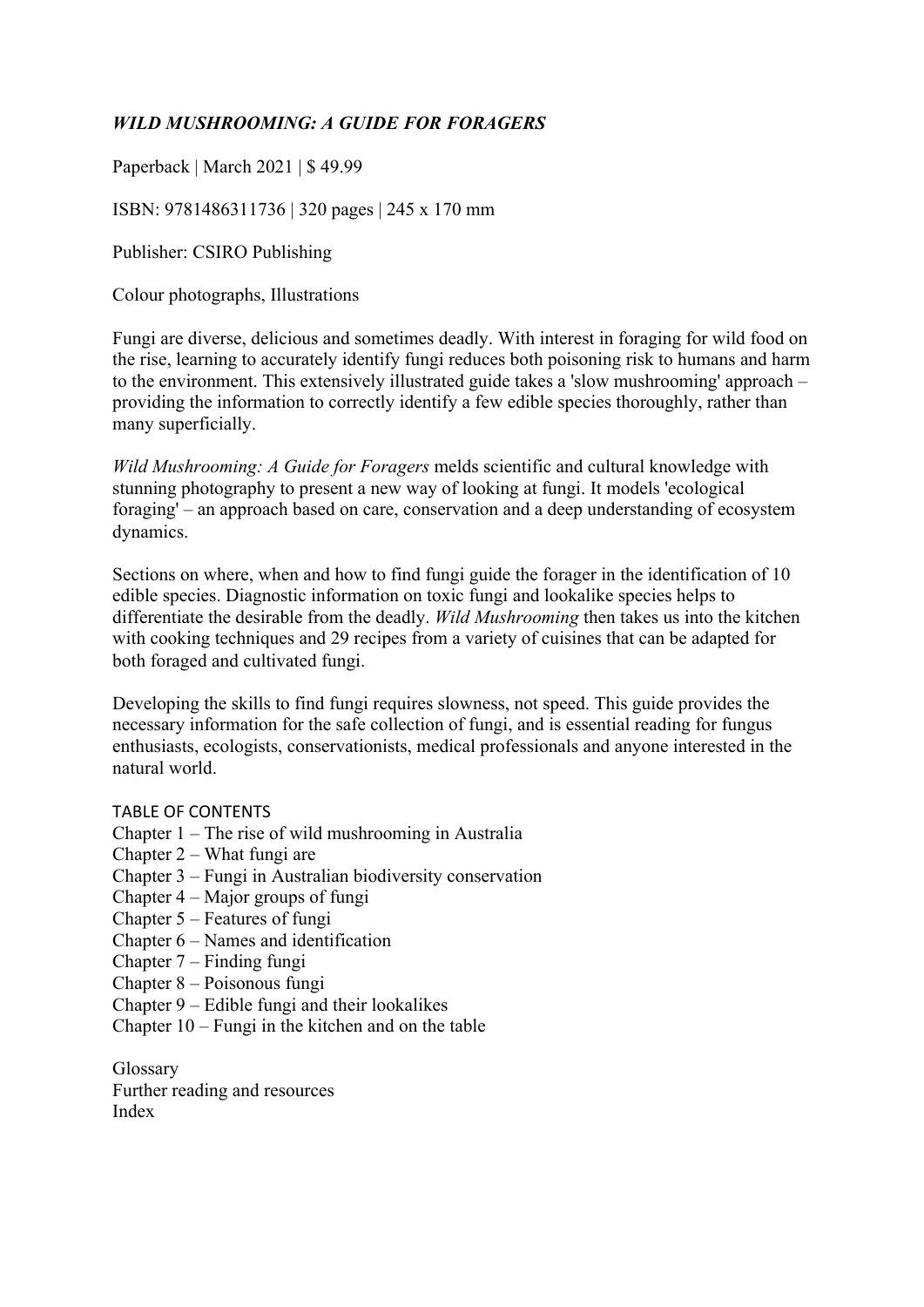# *WILD MUSHROOMING: A GUIDE FOR FORAGERS*

Paperback | March 2021 | $ 49.99

ISBN: 9781486311736 | 320 pages | 245 x 170 mm

Publisher: CSIRO Publishing

Colour photographs, Illustrations

Fungi are diverse, delicious and sometimes deadly. With interest in foraging for wild food on the rise, learning to accurately identify fungi reduces both poisoning risk to humans and harm to the environment. This extensively illustrated guide takes a 'slow mushrooming' approach – providing the information to correctly identify a few edible species thoroughly, rather than many superficially.

*Wild Mushrooming: A Guide for Foragers* melds scientific and cultural knowledge with stunning photography to present a new way of looking at fungi. It models 'ecological foraging' – an approach based on care, conservation and a deep understanding of ecosystem dynamics.

Sections on where, when and how to find fungi guide the forager in the identification of 10 edible species. Diagnostic information on toxic fungi and lookalike species helps to differentiate the desirable from the deadly. *Wild Mushrooming* then takes us into the kitchen with cooking techniques and 29 recipes from a variety of cuisines that can be adapted for both foraged and cultivated fungi.

Developing the skills to find fungi requires slowness, not speed. This guide provides the necessary information for the safe collection of fungi, and is essential reading for fungus enthusiasts, ecologists, conservationists, medical professionals and anyone interested in the natural world.

TABLE OF CONTENTS

Chapter 1 – The rise of wild mushrooming in Australia
Chapter 2 – What fungi are
Chapter 3 – Fungi in Australian biodiversity conservation
Chapter 4 – Major groups of fungi
Chapter 5 – Features of fungi
Chapter 6 – Names and identification
Chapter 7 – Finding fungi
Chapter 8 – Poisonous fungi
Chapter 9 – Edible fungi and their lookalikes
Chapter 10 – Fungi in the kitchen and on the table

Glossary
Further reading and resources
Index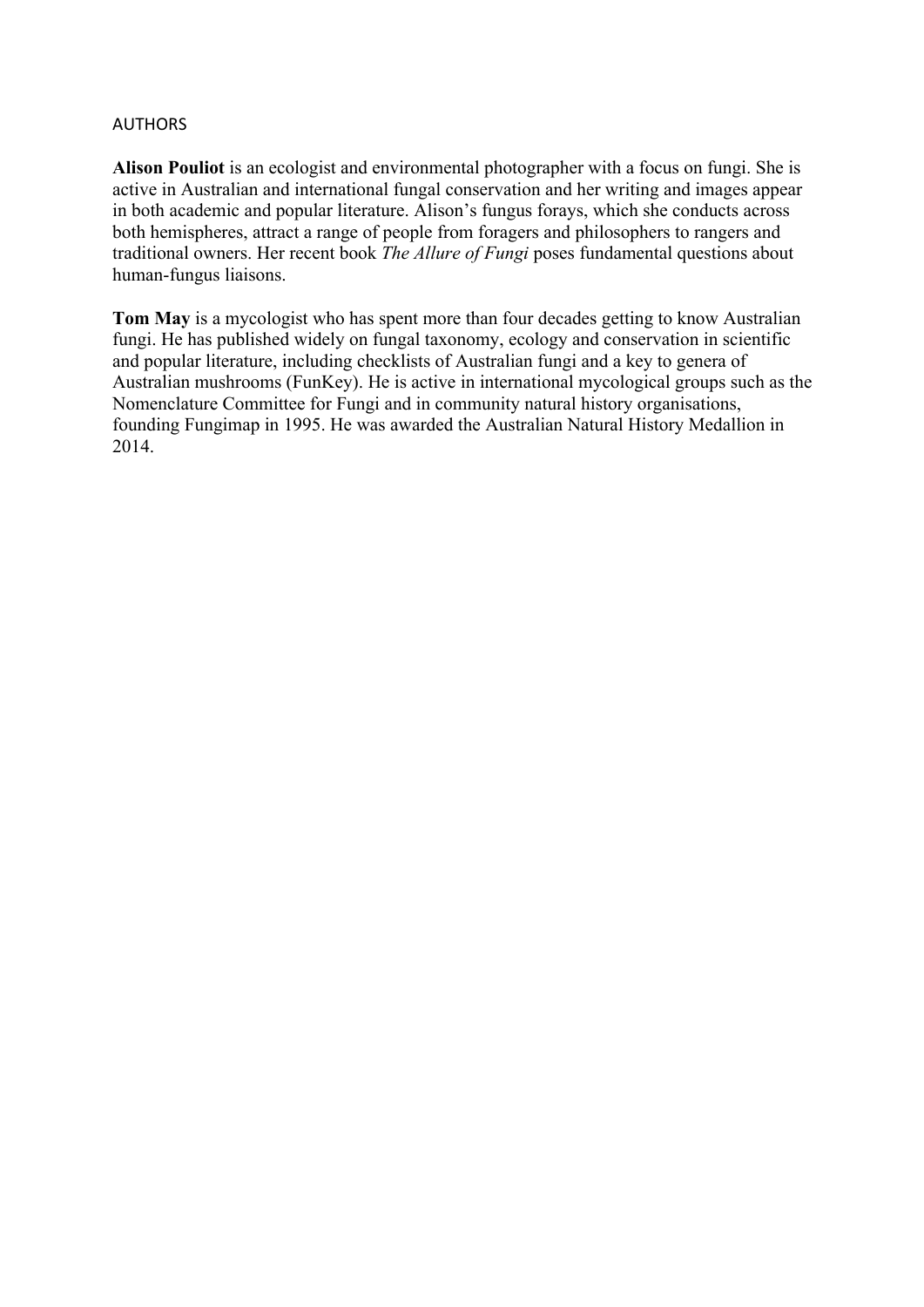AUTHORS

**Alison Pouliot** is an ecologist and environmental photographer with a focus on fungi. She is active in Australian and international fungal conservation and her writing and images appear in both academic and popular literature. Alison's fungus forays, which she conducts across both hemispheres, attract a range of people from foragers and philosophers to rangers and traditional owners. Her recent book *The Allure of Fungi* poses fundamental questions about human-fungus liaisons.

**Tom May** is a mycologist who has spent more than four decades getting to know Australian fungi. He has published widely on fungal taxonomy, ecology and conservation in scientific and popular literature, including checklists of Australian fungi and a key to genera of Australian mushrooms (FunKey). He is active in international mycological groups such as the Nomenclature Committee for Fungi and in community natural history organisations, founding Fungimap in 1995. He was awarded the Australian Natural History Medallion in 2014.